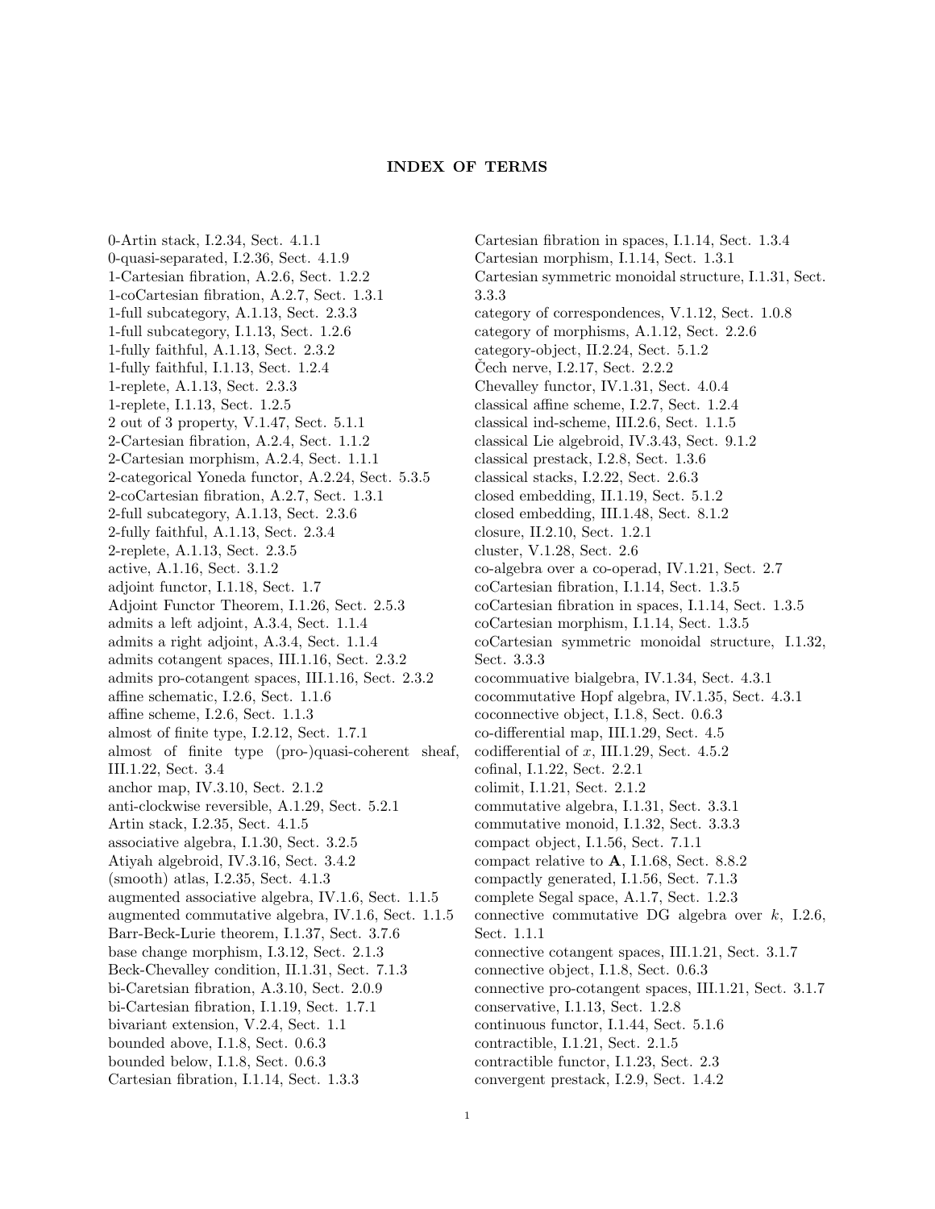# INDEX OF TERMS

0-Artin stack, I.2.34, Sect. 4.1.1
0-quasi-separated, I.2.36, Sect. 4.1.9
1-Cartesian fibration, A.2.6, Sect. 1.2.2
1-coCartesian fibration, A.2.7, Sect. 1.3.1
1-full subcategory, A.1.13, Sect. 2.3.3
1-full subcategory, I.1.13, Sect. 1.2.6
1-fully faithful, A.1.13, Sect. 2.3.2
1-fully faithful, I.1.13, Sect. 1.2.4
1-replete, A.1.13, Sect. 2.3.3
1-replete, I.1.13, Sect. 1.2.5
2 out of 3 property, V.1.47, Sect. 5.1.1
2-Cartesian fibration, A.2.4, Sect. 1.1.2
2-Cartesian morphism, A.2.4, Sect. 1.1.1
2-categorical Yoneda functor, A.2.24, Sect. 5.3.5
2-coCartesian fibration, A.2.7, Sect. 1.3.1
2-full subcategory, A.1.13, Sect. 2.3.6
2-fully faithful, A.1.13, Sect. 2.3.4
2-replete, A.1.13, Sect. 2.3.5
active, A.1.16, Sect. 3.1.2
adjoint functor, I.1.18, Sect. 1.7
Adjoint Functor Theorem, I.1.26, Sect. 2.5.3
admits a left adjoint, A.3.4, Sect. 1.1.4
admits a right adjoint, A.3.4, Sect. 1.1.4
admits cotangent spaces, III.1.16, Sect. 2.3.2
admits pro-cotangent spaces, III.1.16, Sect. 2.3.2
affine schematic, I.2.6, Sect. 1.1.6
affine scheme, I.2.6, Sect. 1.1.3
almost of finite type, I.2.12, Sect. 1.7.1
almost of finite type (pro-)quasi-coherent sheaf, III.1.22, Sect. 3.4
anchor map, IV.3.10, Sect. 2.1.2
anti-clockwise reversible, A.1.29, Sect. 5.2.1
Artin stack, I.2.35, Sect. 4.1.5
associative algebra, I.1.30, Sect. 3.2.5
Atiyah algebroid, IV.3.16, Sect. 3.4.2
(smooth) atlas, I.2.35, Sect. 4.1.3
augmented associative algebra, IV.1.6, Sect. 1.1.5
augmented commutative algebra, IV.1.6, Sect. 1.1.5
Barr-Beck-Lurie theorem, I.1.37, Sect. 3.7.6
base change morphism, I.3.12, Sect. 2.1.3
Beck-Chevalley condition, II.1.31, Sect. 7.1.3
bi-Caretsian fibration, A.3.10, Sect. 2.0.9
bi-Cartesian fibration, I.1.19, Sect. 1.7.1
bivariant extension, V.2.4, Sect. 1.1
bounded above, I.1.8, Sect. 0.6.3
bounded below, I.1.8, Sect. 0.6.3
Cartesian fibration, I.1.14, Sect. 1.3.3
Cartesian fibration in spaces, I.1.14, Sect. 1.3.4
Cartesian morphism, I.1.14, Sect. 1.3.1
Cartesian symmetric monoidal structure, I.1.31, Sect. 3.3.3
category of correspondences, V.1.12, Sect. 1.0.8
category of morphisms, A.1.12, Sect. 2.2.6
category-object, II.2.24, Sect. 5.1.2
Čech nerve, I.2.17, Sect. 2.2.2
Chevalley functor, IV.1.31, Sect. 4.0.4
classical affine scheme, I.2.7, Sect. 1.2.4
classical ind-scheme, III.2.6, Sect. 1.1.5
classical Lie algebroid, IV.3.43, Sect. 9.1.2
classical prestack, I.2.8, Sect. 1.3.6
classical stacks, I.2.22, Sect. 2.6.3
closed embedding, II.1.19, Sect. 5.1.2
closed embedding, III.1.48, Sect. 8.1.2
closure, II.2.10, Sect. 1.2.1
cluster, V.1.28, Sect. 2.6
co-algebra over a co-operad, IV.1.21, Sect. 2.7
coCartesian fibration, I.1.14, Sect. 1.3.5
coCartesian fibration in spaces, I.1.14, Sect. 1.3.5
coCartesian morphism, I.1.14, Sect. 1.3.5
coCartesian symmetric monoidal structure, I.1.32, Sect. 3.3.3
cocommuative bialgebra, IV.1.34, Sect. 4.3.1
cocommutative Hopf algebra, IV.1.35, Sect. 4.3.1
coconnective object, I.1.8, Sect. 0.6.3
co-differential map, III.1.29, Sect. 4.5
codifferential of $x$, III.1.29, Sect. 4.5.2
cofinal, I.1.22, Sect. 2.2.1
colimit, I.1.21, Sect. 2.1.2
commutative algebra, I.1.31, Sect. 3.3.1
commutative monoid, I.1.32, Sect. 3.3.3
compact object, I.1.56, Sect. 7.1.1
compact relative to **A**, I.1.68, Sect. 8.8.2
compactly generated, I.1.56, Sect. 7.1.3
complete Segal space, A.1.7, Sect. 1.2.3
connective commutative DG algebra over $k$, I.2.6, Sect. 1.1.1
connective cotangent spaces, III.1.21, Sect. 3.1.7
connective object, I.1.8, Sect. 0.6.3
connective pro-cotangent spaces, III.1.21, Sect. 3.1.7
conservative, I.1.13, Sect. 1.2.8
continuous functor, I.1.44, Sect. 5.1.6
contractible, I.1.21, Sect. 2.1.5
contractible functor, I.1.23, Sect. 2.3
convergent prestack, I.2.9, Sect. 1.4.2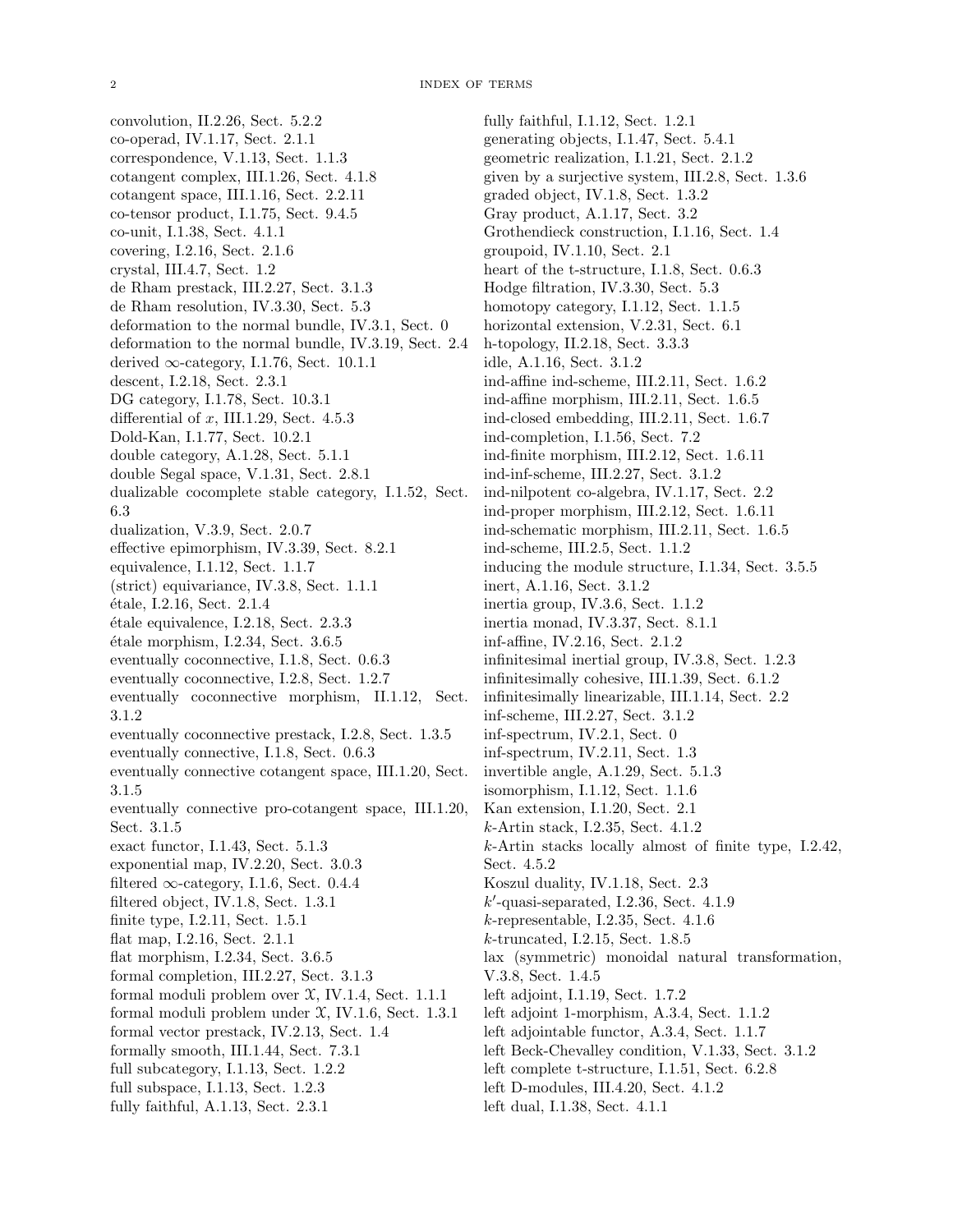convolution, II.2.26, Sect. 5.2.2
co-operad, IV.1.17, Sect. 2.1.1
correspondence, V.1.13, Sect. 1.1.3
cotangent complex, III.1.26, Sect. 4.1.8
cotangent space, III.1.16, Sect. 2.2.11
co-tensor product, I.1.75, Sect. 9.4.5
co-unit, I.1.38, Sect. 4.1.1
covering, I.2.16, Sect. 2.1.6
crystal, III.4.7, Sect. 1.2
de Rham prestack, III.2.27, Sect. 3.1.3
de Rham resolution, IV.3.30, Sect. 5.3
deformation to the normal bundle, IV.3.1, Sect. 0
deformation to the normal bundle, IV.3.19, Sect. 2.4
derived $\infty$-category, I.1.76, Sect. 10.1.1
descent, I.2.18, Sect. 2.3.1
DG category, I.1.78, Sect. 10.3.1
differential of $x$, III.1.29, Sect. 4.5.3
Dold-Kan, I.1.77, Sect. 10.2.1
double category, A.1.28, Sect. 5.1.1
double Segal space, V.1.31, Sect. 2.8.1
dualizable cocomplete stable category, I.1.52, Sect. 6.3
dualization, V.3.9, Sect. 2.0.7
effective epimorphism, IV.3.39, Sect. 8.2.1
equivalence, I.1.12, Sect. 1.1.7
(strict) equivariance, IV.3.8, Sect. 1.1.1
étale, I.2.16, Sect. 2.1.4
étale equivalence, I.2.18, Sect. 2.3.3
étale morphism, I.2.34, Sect. 3.6.5
eventually coconnective, I.1.8, Sect. 0.6.3
eventually coconnective, I.2.8, Sect. 1.2.7
eventually coconnective morphism, II.1.12, Sect. 3.1.2
eventually coconnective prestack, I.2.8, Sect. 1.3.5
eventually connective, I.1.8, Sect. 0.6.3
eventually connective cotangent space, III.1.20, Sect. 3.1.5
eventually connective pro-cotangent space, III.1.20, Sect. 3.1.5
exact functor, I.1.43, Sect. 5.1.3
exponential map, IV.2.20, Sect. 3.0.3
filtered $\infty$-category, I.1.6, Sect. 0.4.4
filtered object, IV.1.8, Sect. 1.3.1
finite type, I.2.11, Sect. 1.5.1
flat map, I.2.16, Sect. 2.1.1
flat morphism, I.2.34, Sect. 3.6.5
formal completion, III.2.27, Sect. 3.1.3
formal moduli problem over $\mathfrak{X}$, IV.1.4, Sect. 1.1.1
formal moduli problem under $\mathfrak{X}$, IV.1.6, Sect. 1.3.1
formal vector prestack, IV.2.13, Sect. 1.4
formally smooth, III.1.44, Sect. 7.3.1
full subcategory, I.1.13, Sect. 1.2.2
full subspace, I.1.13, Sect. 1.2.3
fully faithful, A.1.13, Sect. 2.3.1
fully faithful, I.1.12, Sect. 1.2.1
generating objects, I.1.47, Sect. 5.4.1
geometric realization, I.1.21, Sect. 2.1.2
given by a surjective system, III.2.8, Sect. 1.3.6
graded object, IV.1.8, Sect. 1.3.2
Gray product, A.1.17, Sect. 3.2
Grothendieck construction, I.1.16, Sect. 1.4
groupoid, IV.1.10, Sect. 2.1
heart of the t-structure, I.1.8, Sect. 0.6.3
Hodge filtration, IV.3.30, Sect. 5.3
homotopy category, I.1.12, Sect. 1.1.5
horizontal extension, V.2.31, Sect. 6.1
h-topology, II.2.18, Sect. 3.3.3
idle, A.1.16, Sect. 3.1.2
ind-affine ind-scheme, III.2.11, Sect. 1.6.2
ind-affine morphism, III.2.11, Sect. 1.6.5
ind-closed embedding, III.2.11, Sect. 1.6.7
ind-completion, I.1.56, Sect. 7.2
ind-finite morphism, III.2.12, Sect. 1.6.11
ind-inf-scheme, III.2.27, Sect. 3.1.2
ind-nilpotent co-algebra, IV.1.17, Sect. 2.2
ind-proper morphism, III.2.12, Sect. 1.6.11
ind-schematic morphism, III.2.11, Sect. 1.6.5
ind-scheme, III.2.5, Sect. 1.1.2
inducing the module structure, I.1.34, Sect. 3.5.5
inert, A.1.16, Sect. 3.1.2
inertia group, IV.3.6, Sect. 1.1.2
inertia monad, IV.3.37, Sect. 8.1.1
inf-affine, IV.2.16, Sect. 2.1.2
infinitesimal inertial group, IV.3.8, Sect. 1.2.3
infinitesimally cohesive, III.1.39, Sect. 6.1.2
infinitesimally linearizable, III.1.14, Sect. 2.2
inf-scheme, III.2.27, Sect. 3.1.2
inf-spectrum, IV.2.1, Sect. 0
inf-spectrum, IV.2.11, Sect. 1.3
invertible angle, A.1.29, Sect. 5.1.3
isomorphism, I.1.12, Sect. 1.1.6
Kan extension, I.1.20, Sect. 2.1
$k$-Artin stack, I.2.35, Sect. 4.1.2
$k$-Artin stacks locally almost of finite type, I.2.42, Sect. 4.5.2
Koszul duality, IV.1.18, Sect. 2.3
$k'$-quasi-separated, I.2.36, Sect. 4.1.9
$k$-representable, I.2.35, Sect. 4.1.6
$k$-truncated, I.2.15, Sect. 1.8.5
lax (symmetric) monoidal natural transformation, V.3.8, Sect. 1.4.5
left adjoint, I.1.19, Sect. 1.7.2
left adjoint 1-morphism, A.3.4, Sect. 1.1.2
left adjointable functor, A.3.4, Sect. 1.1.7
left Beck-Chevalley condition, V.1.33, Sect. 3.1.2
left complete t-structure, I.1.51, Sect. 6.2.8
left D-modules, III.4.20, Sect. 4.1.2
left dual, I.1.38, Sect. 4.1.1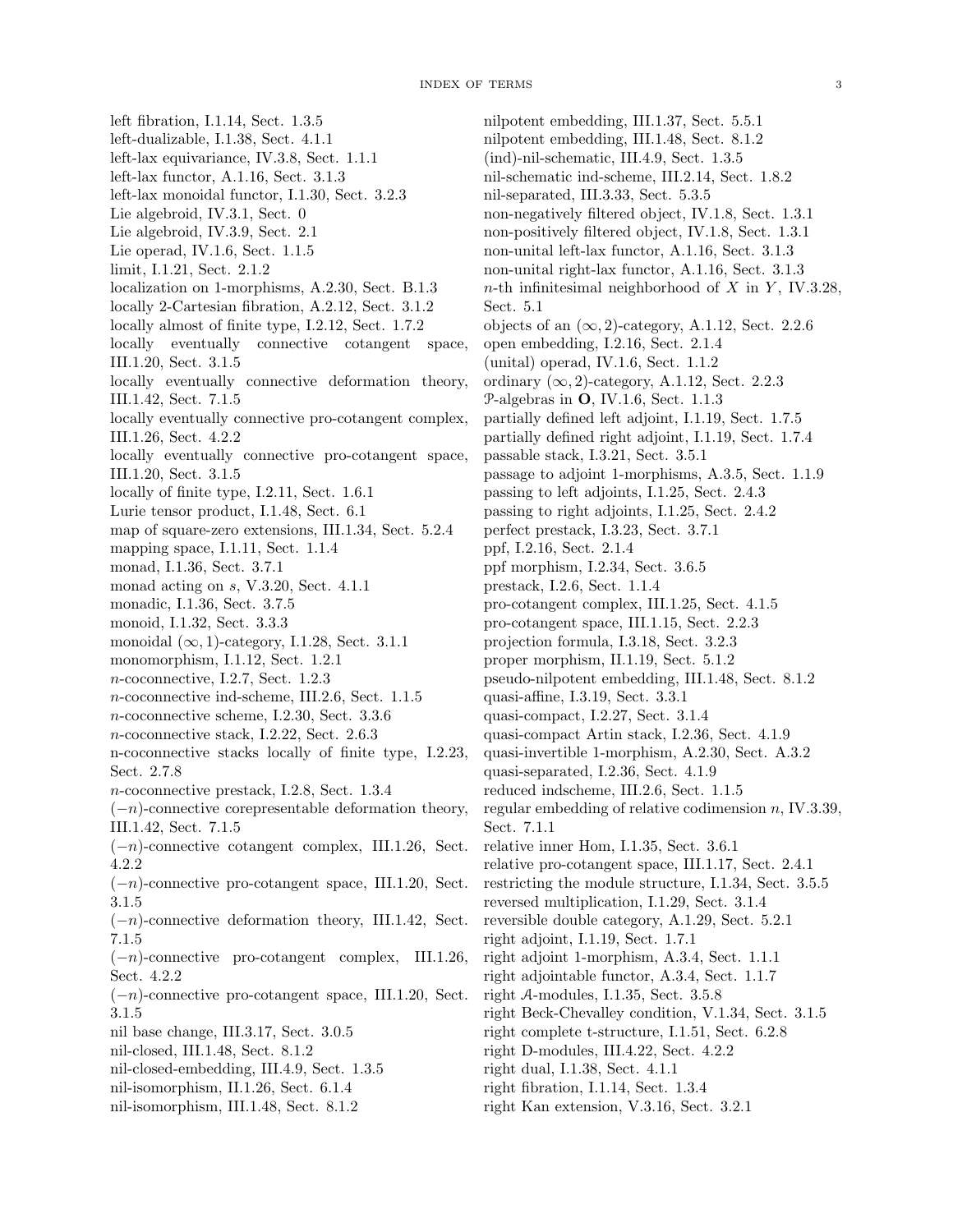left fibration, I.1.14, Sect. 1.3.5
left-dualizable, I.1.38, Sect. 4.1.1
left-lax equivariance, IV.3.8, Sect. 1.1.1
left-lax functor, A.1.16, Sect. 3.1.3
left-lax monoidal functor, I.1.30, Sect. 3.2.3
Lie algebroid, IV.3.1, Sect. 0
Lie algebroid, IV.3.9, Sect. 2.1
Lie operad, IV.1.6, Sect. 1.1.5
limit, I.1.21, Sect. 2.1.2
localization on 1-morphisms, A.2.30, Sect. B.1.3
locally 2-Cartesian fibration, A.2.12, Sect. 3.1.2
locally almost of finite type, I.2.12, Sect. 1.7.2
locally eventually connective cotangent space, III.1.20, Sect. 3.1.5
locally eventually connective deformation theory, III.1.42, Sect. 7.1.5
locally eventually connective pro-cotangent complex, III.1.26, Sect. 4.2.2
locally eventually connective pro-cotangent space, III.1.20, Sect. 3.1.5
locally of finite type, I.2.11, Sect. 1.6.1
Lurie tensor product, I.1.48, Sect. 6.1
map of square-zero extensions, III.1.34, Sect. 5.2.4
mapping space, I.1.11, Sect. 1.1.4
monad, I.1.36, Sect. 3.7.1
monad acting on $s$, V.3.20, Sect. 4.1.1
monadic, I.1.36, Sect. 3.7.5
monoid, I.1.32, Sect. 3.3.3
monoidal $(\infty, 1)$-category, I.1.28, Sect. 3.1.1
monomorphism, I.1.12, Sect. 1.2.1
$n$-coconnective, I.2.7, Sect. 1.2.3
$n$-coconnective ind-scheme, III.2.6, Sect. 1.1.5
$n$-coconnective scheme, I.2.30, Sect. 3.3.6
$n$-coconnective stack, I.2.22, Sect. 2.6.3
n-coconnective stacks locally of finite type, I.2.23, Sect. 2.7.8
$n$-coconnective prestack, I.2.8, Sect. 1.3.4
$(-n)$-connective corepresentable deformation theory, III.1.42, Sect. 7.1.5
$(-n)$-connective cotangent complex, III.1.26, Sect. 4.2.2
$(-n)$-connective pro-cotangent space, III.1.20, Sect. 3.1.5
$(-n)$-connective deformation theory, III.1.42, Sect. 7.1.5
$(-n)$-connective pro-cotangent complex, III.1.26, Sect. 4.2.2
$(-n)$-connective pro-cotangent space, III.1.20, Sect. 3.1.5
nil base change, III.3.17, Sect. 3.0.5
nil-closed, III.1.48, Sect. 8.1.2
nil-closed-embedding, III.4.9, Sect. 1.3.5
nil-isomorphism, II.1.26, Sect. 6.1.4
nil-isomorphism, III.1.48, Sect. 8.1.2
nilpotent embedding, III.1.37, Sect. 5.5.1
nilpotent embedding, III.1.48, Sect. 8.1.2
(ind)-nil-schematic, III.4.9, Sect. 1.3.5
nil-schematic ind-scheme, III.2.14, Sect. 1.8.2
nil-separated, III.3.33, Sect. 5.3.5
non-negatively filtered object, IV.1.8, Sect. 1.3.1
non-positively filtered object, IV.1.8, Sect. 1.3.1
non-unital left-lax functor, A.1.16, Sect. 3.1.3
non-unital right-lax functor, A.1.16, Sect. 3.1.3
$n$-th infinitesimal neighborhood of $X$ in $Y$, IV.3.28, Sect. 5.1
objects of an $(\infty, 2)$-category, A.1.12, Sect. 2.2.6
open embedding, I.2.16, Sect. 2.1.4
(unital) operad, IV.1.6, Sect. 1.1.2
ordinary $(\infty, 2)$-category, A.1.12, Sect. 2.2.3
$\mathcal{P}$-algebras in $\mathbf{O}$, IV.1.6, Sect. 1.1.3
partially defined left adjoint, I.1.19, Sect. 1.7.5
partially defined right adjoint, I.1.19, Sect. 1.7.4
passable stack, I.3.21, Sect. 3.5.1
passage to adjoint 1-morphisms, A.3.5, Sect. 1.1.9
passing to left adjoints, I.1.25, Sect. 2.4.3
passing to right adjoints, I.1.25, Sect. 2.4.2
perfect prestack, I.3.23, Sect. 3.7.1
ppf, I.2.16, Sect. 2.1.4
ppf morphism, I.2.34, Sect. 3.6.5
prestack, I.2.6, Sect. 1.1.4
pro-cotangent complex, III.1.25, Sect. 4.1.5
pro-cotangent space, III.1.15, Sect. 2.2.3
projection formula, I.3.18, Sect. 3.2.3
proper morphism, II.1.19, Sect. 5.1.2
pseudo-nilpotent embedding, III.1.48, Sect. 8.1.2
quasi-affine, I.3.19, Sect. 3.3.1
quasi-compact, I.2.27, Sect. 3.1.4
quasi-compact Artin stack, I.2.36, Sect. 4.1.9
quasi-invertible 1-morphism, A.2.30, Sect. A.3.2
quasi-separated, I.2.36, Sect. 4.1.9
reduced indscheme, III.2.6, Sect. 1.1.5
regular embedding of relative codimension $n$, IV.3.39, Sect. 7.1.1
relative inner Hom, I.1.35, Sect. 3.6.1
relative pro-cotangent space, III.1.17, Sect. 2.4.1
restricting the module structure, I.1.34, Sect. 3.5.5
reversed multiplication, I.1.29, Sect. 3.1.4
reversible double category, A.1.29, Sect. 5.2.1
right adjoint, I.1.19, Sect. 1.7.1
right adjoint 1-morphism, A.3.4, Sect. 1.1.1
right adjointable functor, A.3.4, Sect. 1.1.7
right $\mathcal{A}$-modules, I.1.35, Sect. 3.5.8
right Beck-Chevalley condition, V.1.34, Sect. 3.1.5
right complete t-structure, I.1.51, Sect. 6.2.8
right D-modules, III.4.22, Sect. 4.2.2
right dual, I.1.38, Sect. 4.1.1
right fibration, I.1.14, Sect. 1.3.4
right Kan extension, V.3.16, Sect. 3.2.1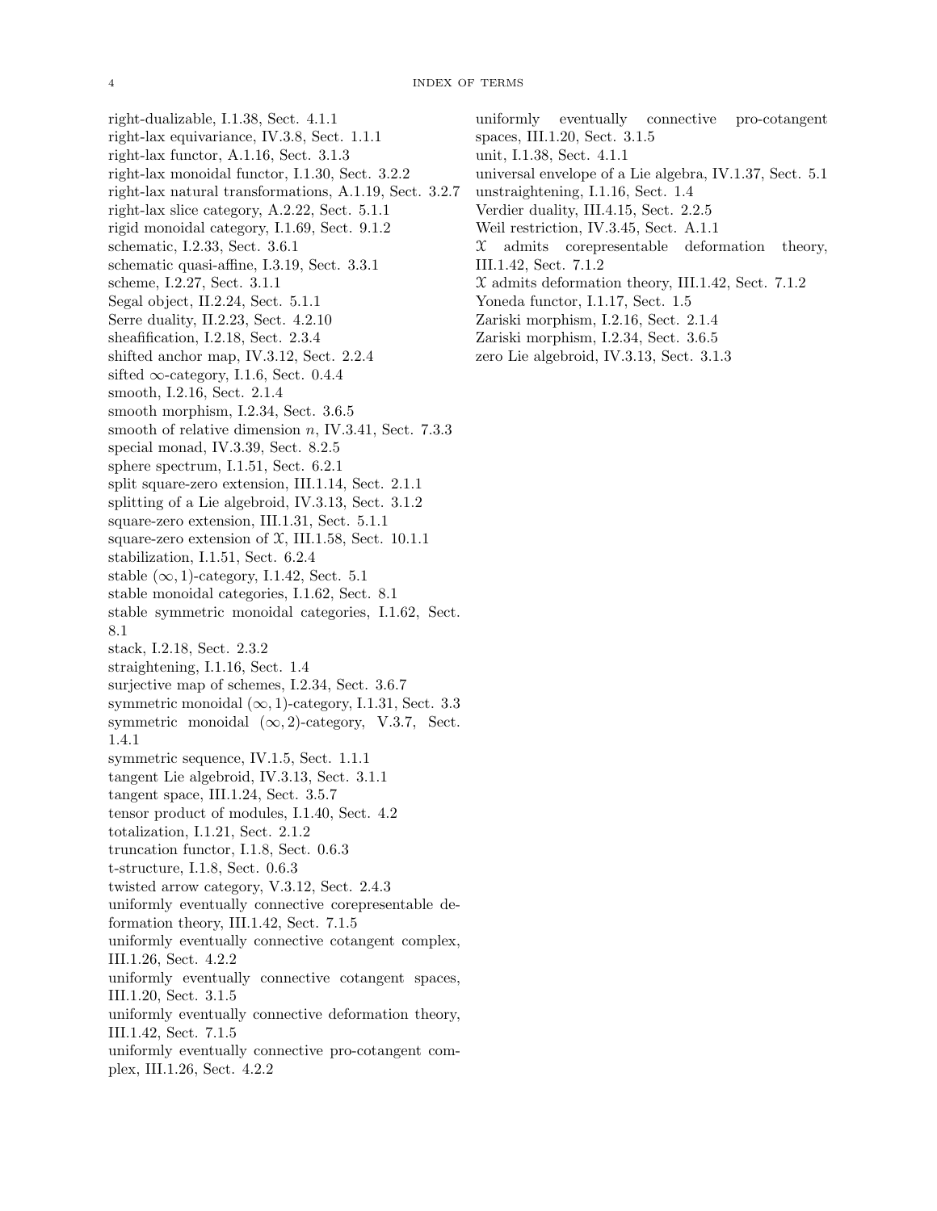right-dualizable, I.1.38, Sect. 4.1.1
right-lax equivariance, IV.3.8, Sect. 1.1.1
right-lax functor, A.1.16, Sect. 3.1.3
right-lax monoidal functor, I.1.30, Sect. 3.2.2
right-lax natural transformations, A.1.19, Sect. 3.2.7
right-lax slice category, A.2.22, Sect. 5.1.1
rigid monoidal category, I.1.69, Sect. 9.1.2
schematic, I.2.33, Sect. 3.6.1
schematic quasi-affine, I.3.19, Sect. 3.3.1
scheme, I.2.27, Sect. 3.1.1
Segal object, II.2.24, Sect. 5.1.1
Serre duality, II.2.23, Sect. 4.2.10
sheafification, I.2.18, Sect. 2.3.4
shifted anchor map, IV.3.12, Sect. 2.2.4
sifted $\infty$-category, I.1.6, Sect. 0.4.4
smooth, I.2.16, Sect. 2.1.4
smooth morphism, I.2.34, Sect. 3.6.5
smooth of relative dimension $n$, IV.3.41, Sect. 7.3.3
special monad, IV.3.39, Sect. 8.2.5
sphere spectrum, I.1.51, Sect. 6.2.1
split square-zero extension, III.1.14, Sect. 2.1.1
splitting of a Lie algebroid, IV.3.13, Sect. 3.1.2
square-zero extension, III.1.31, Sect. 5.1.1
square-zero extension of $\mathcal{X}$, III.1.58, Sect. 10.1.1
stabilization, I.1.51, Sect. 6.2.4
stable $(\infty, 1)$-category, I.1.42, Sect. 5.1
stable monoidal categories, I.1.62, Sect. 8.1
stable symmetric monoidal categories, I.1.62, Sect. 8.1
stack, I.2.18, Sect. 2.3.2
straightening, I.1.16, Sect. 1.4
surjective map of schemes, I.2.34, Sect. 3.6.7
symmetric monoidal $(\infty, 1)$-category, I.1.31, Sect. 3.3
symmetric monoidal $(\infty, 2)$-category, V.3.7, Sect. 1.4.1
symmetric sequence, IV.1.5, Sect. 1.1.1
tangent Lie algebroid, IV.3.13, Sect. 3.1.1
tangent space, III.1.24, Sect. 3.5.7
tensor product of modules, I.1.40, Sect. 4.2
totalization, I.1.21, Sect. 2.1.2
truncation functor, I.1.8, Sect. 0.6.3
t-structure, I.1.8, Sect. 0.6.3
twisted arrow category, V.3.12, Sect. 2.4.3
uniformly eventually connective corepresentable deformation theory, III.1.42, Sect. 7.1.5
uniformly eventually connective cotangent complex, III.1.26, Sect. 4.2.2
uniformly eventually connective cotangent spaces, III.1.20, Sect. 3.1.5
uniformly eventually connective deformation theory, III.1.42, Sect. 7.1.5
uniformly eventually connective pro-cotangent complex, III.1.26, Sect. 4.2.2
uniformly eventually connective pro-cotangent spaces, III.1.20, Sect. 3.1.5
unit, I.1.38, Sect. 4.1.1
universal envelope of a Lie algebra, IV.1.37, Sect. 5.1
unstraightening, I.1.16, Sect. 1.4
Verdier duality, III.4.15, Sect. 2.2.5
Weil restriction, IV.3.45, Sect. A.1.1
$\mathcal{X}$ admits corepresentable deformation theory, III.1.42, Sect. 7.1.2
$\mathcal{X}$ admits deformation theory, III.1.42, Sect. 7.1.2
Yoneda functor, I.1.17, Sect. 1.5
Zariski morphism, I.2.16, Sect. 2.1.4
Zariski morphism, I.2.34, Sect. 3.6.5
zero Lie algebroid, IV.3.13, Sect. 3.1.3